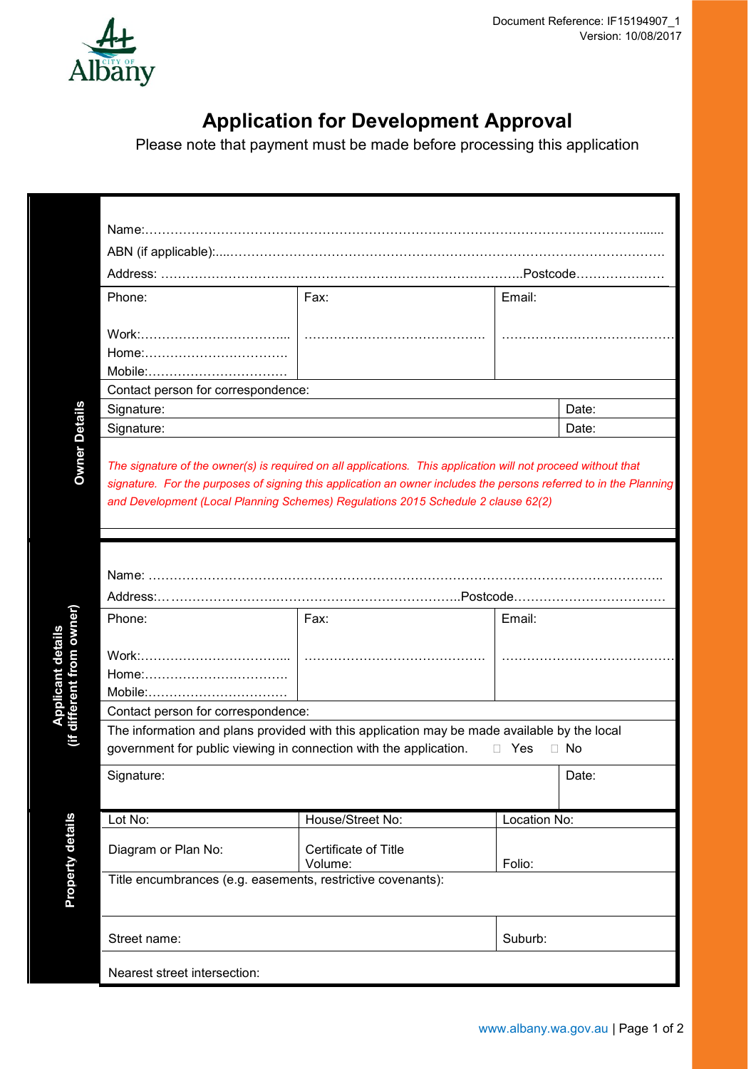Document Reference: IF15194907_1
Version: 10/08/2017

# Application for Development Approval

Please note that payment must be made before processing this application

## Owner Details

Name:…………………………………………………………………………………………………………......

ABN (if applicable):....…………………………………………………………………………………………

Address: …………………………………………………………………………..Postcode…………………

| Phone: | Fax: | Email: |
|---|---|---|
| Work:……………………………...<br>Home:……………………………<br>Mobile:…………………………… | …………………………………… | …………………………………… |

Contact person for correspondence:

| Signature: | Date: |
|---|---|
| Signature: | Date: |

*The signature of the owner(s) is required on all applications. This application will not proceed without that signature. For the purposes of signing this application an owner includes the persons referred to in the Planning and Development (Local Planning Schemes) Regulations 2015 Schedule 2 clause 62(2)*

## Applicant details (if different from owner)

Name: ……………………………………………………………………………………………………………..

Address:… ……………………….…………………………………………..Postcode………………………………

| Phone: | Fax: | Email: |
|---|---|---|
| Work:……………………………...<br>Home:……………………………<br>Mobile:…………………………… | …………………………………… | …………………………………… |

Contact person for correspondence:

The information and plans provided with this application may be made available by the local government for public viewing in connection with the application. ☐ Yes ☐ No

| Signature: | Date: |
|---|---|

## Property details

| Lot No: | House/Street No: | Location No: |
|---|---|---|
| Diagram or Plan No: | Certificate of Title Volume: | Folio: |

Title encumbrances (e.g. easements, restrictive covenants):

| Street name: | Suburb: |
|---|---|

Nearest street intersection: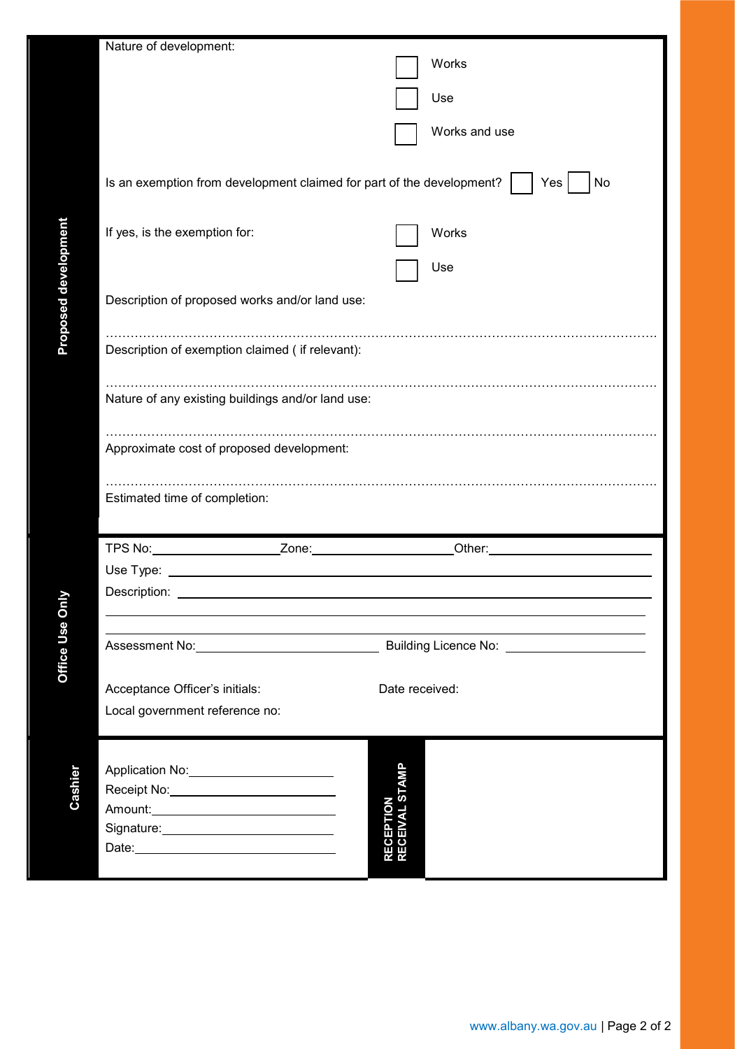## Proposed development

Nature of development:

- [ ] Works
- [ ] Use
- [ ] Works and use

Is an exemption from development claimed for part of the development? [ ] Yes [ ] No

If yes, is the exemption for:

- [ ] Works
- [ ] Use

Description of proposed works and/or land use:

.......................................................................................................................................

Description of exemption claimed ( if relevant):

.......................................................................................................................................

Nature of any existing buildings and/or land use:

.......................................................................................................................................

Approximate cost of proposed development:

.......................................................................................................................................

Estimated time of completion:

## Office Use Only

TPS No: \_\_\_\_\_\_\_\_\_\_\_\_ Zone: \_\_\_\_\_\_\_\_\_\_\_\_ Other: \_\_\_\_\_\_\_\_\_\_\_\_

Use Type: \_\_\_\_\_\_\_\_\_\_\_\_\_\_\_\_\_\_\_\_\_\_\_\_

Description: \_\_\_\_\_\_\_\_\_\_\_\_\_\_\_\_\_\_\_\_\_\_\_\_

\_\_\_\_\_\_\_\_\_\_\_\_\_\_\_\_\_\_\_\_\_\_\_\_

\_\_\_\_\_\_\_\_\_\_\_\_\_\_\_\_\_\_\_\_\_\_\_\_

Assessment No: \_\_\_\_\_\_\_\_\_\_\_\_ Building Licence No: \_\_\_\_\_\_\_\_\_\_\_\_

Acceptance Officer's initials: Date received:

Local government reference no:

## Cashier

Application No: \_\_\_\_\_\_\_\_\_\_\_\_

Receipt No: \_\_\_\_\_\_\_\_\_\_\_\_

Amount: \_\_\_\_\_\_\_\_\_\_\_\_

Signature: \_\_\_\_\_\_\_\_\_\_\_\_

Date: \_\_\_\_\_\_\_\_\_\_\_\_

**RECEPTION RECEIVAL STAMP**

www.albany.wa.gov.au